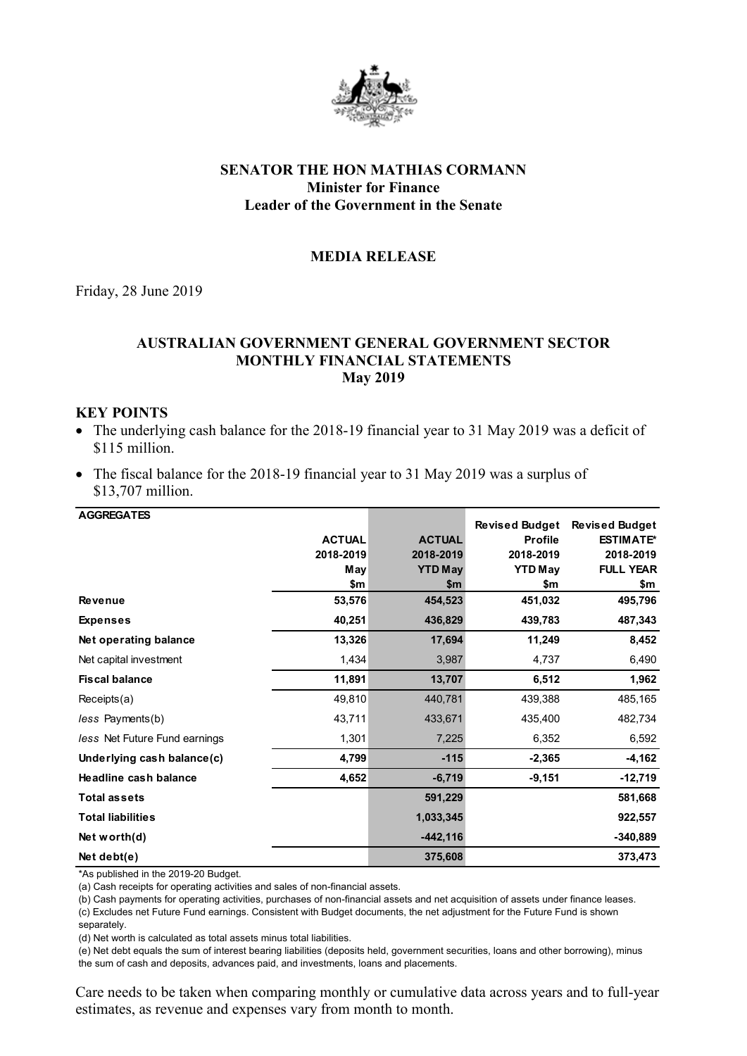**SENATOR THE HON MATHIAS CORMANN**
**Minister for Finance**
**Leader of the Government in the Senate**

**MEDIA RELEASE**

Friday, 28 June 2019

# AUSTRALIAN GOVERNMENT GENERAL GOVERNMENT SECTOR MONTHLY FINANCIAL STATEMENTS May 2019

## KEY POINTS

- The underlying cash balance for the 2018-19 financial year to 31 May 2019 was a deficit of $115 million.
- The fiscal balance for the 2018-19 financial year to 31 May 2019 was a surplus of $13,707 million.

| AGGREGATES | ACTUAL 2018-2019 May $m | ACTUAL 2018-2019 YTD May $m | Revised Budget Profile 2018-2019 YTD May $m | Revised Budget ESTIMATE* 2018-2019 FULL YEAR $m |
|---|---|---|---|---|
| **Revenue** | **53,576** | **454,523** | **451,032** | **495,796** |
| **Expenses** | **40,251** | **436,829** | **439,783** | **487,343** |
| **Net operating balance** | **13,326** | **17,694** | **11,249** | **8,452** |
| Net capital investment | 1,434 | 3,987 | 4,737 | 6,490 |
| **Fiscal balance** | **11,891** | **13,707** | **6,512** | **1,962** |
| Receipts(a) | 49,810 | 440,781 | 439,388 | 485,165 |
| *less* Payments(b) | 43,711 | 433,671 | 435,400 | 482,734 |
| *less* Net Future Fund earnings | 1,301 | 7,225 | 6,352 | 6,592 |
| **Underlying cash balance(c)** | **4,799** | **-115** | **-2,365** | **-4,162** |
| **Headline cash balance** | **4,652** | **-6,719** | **-9,151** | **-12,719** |
| **Total assets** | | **591,229** | | **581,668** |
| **Total liabilities** | | **1,033,345** | | **922,557** |
| **Net worth(d)** | | **-442,116** | | **-340,889** |
| **Net debt(e)** | | **375,608** | | **373,473** |

*As published in the 2019-20 Budget.

(a) Cash receipts for operating activities and sales of non-financial assets.

(b) Cash payments for operating activities, purchases of non-financial assets and net acquisition of assets under finance leases.

(c) Excludes net Future Fund earnings. Consistent with Budget documents, the net adjustment for the Future Fund is shown separately.

(d) Net worth is calculated as total assets minus total liabilities.

(e) Net debt equals the sum of interest bearing liabilities (deposits held, government securities, loans and other borrowing), minus the sum of cash and deposits, advances paid, and investments, loans and placements.

Care needs to be taken when comparing monthly or cumulative data across years and to full-year estimates, as revenue and expenses vary from month to month.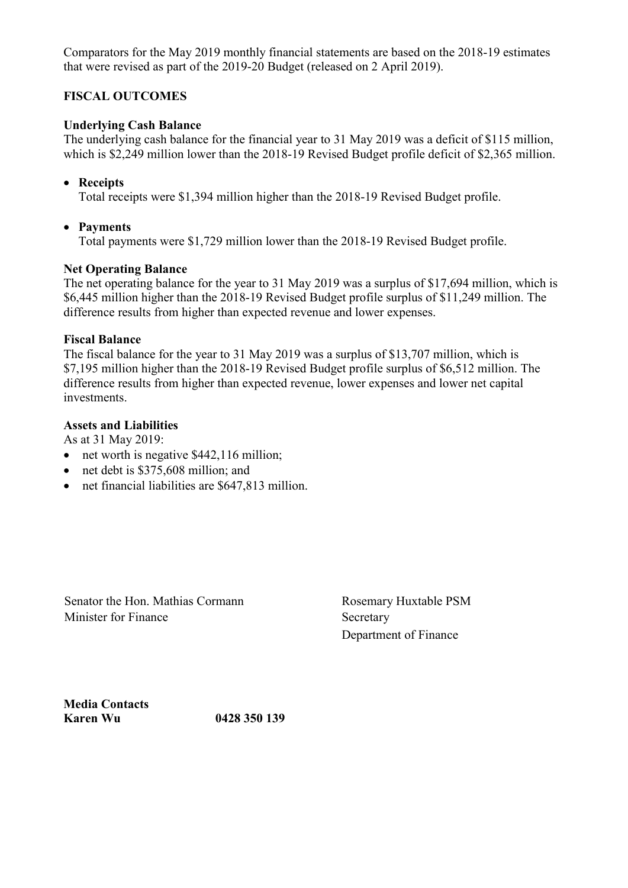Comparators for the May 2019 monthly financial statements are based on the 2018-19 estimates that were revised as part of the 2019-20 Budget (released on 2 April 2019).

## FISCAL OUTCOMES

### Underlying Cash Balance

The underlying cash balance for the financial year to 31 May 2019 was a deficit of $115 million, which is $2,249 million lower than the 2018-19 Revised Budget profile deficit of $2,365 million.

- **Receipts**
  Total receipts were $1,394 million higher than the 2018-19 Revised Budget profile.

- **Payments**
  Total payments were $1,729 million lower than the 2018-19 Revised Budget profile.

### Net Operating Balance

The net operating balance for the year to 31 May 2019 was a surplus of $17,694 million, which is $6,445 million higher than the 2018-19 Revised Budget profile surplus of $11,249 million. The difference results from higher than expected revenue and lower expenses.

### Fiscal Balance

The fiscal balance for the year to 31 May 2019 was a surplus of $13,707 million, which is $7,195 million higher than the 2018-19 Revised Budget profile surplus of $6,512 million. The difference results from higher than expected revenue, lower expenses and lower net capital investments.

### Assets and Liabilities

As at 31 May 2019:

- net worth is negative $442,116 million;
- net debt is $375,608 million; and
- net financial liabilities are $647,813 million.

Senator the Hon. Mathias Cormann
Minister for Finance

Rosemary Huxtable PSM
Secretary
Department of Finance

**Media Contacts**
**Karen Wu** **0428 350 139**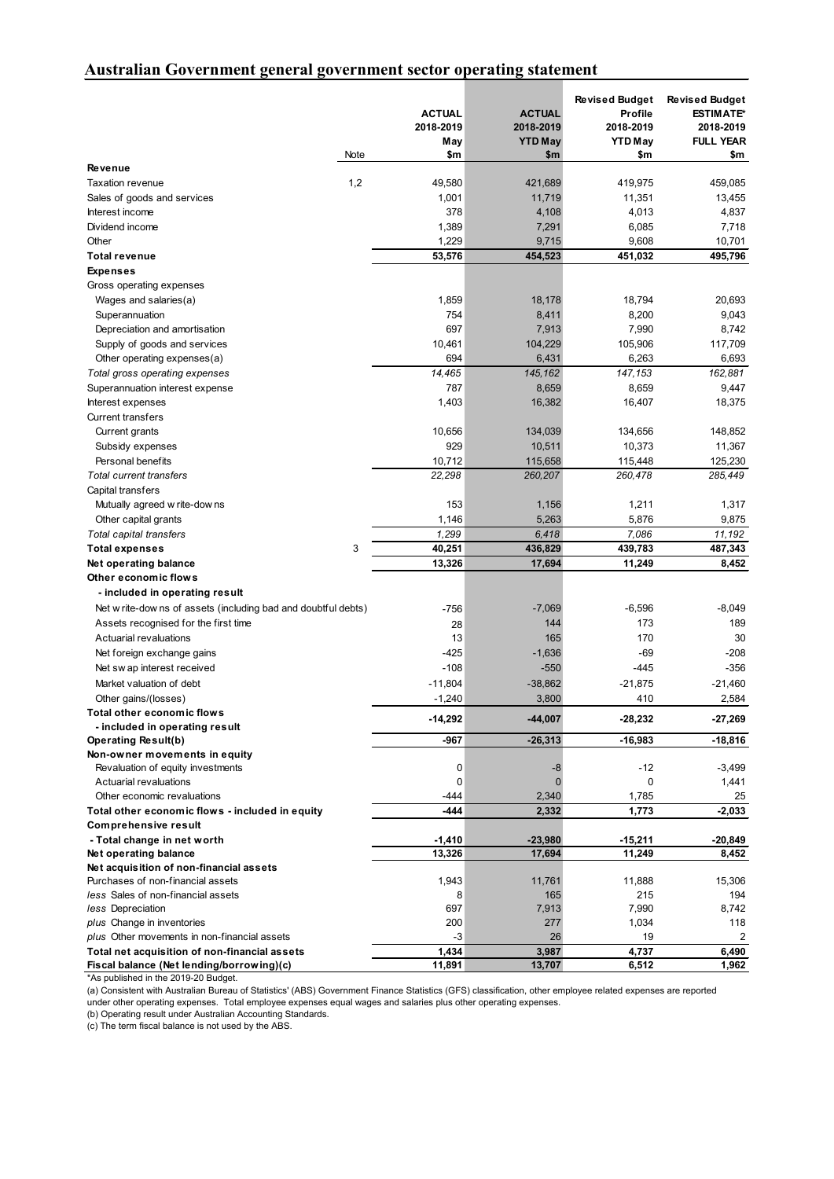## Australian Government general government sector operating statement

| | Note | ACTUAL 2018-2019 May $m | ACTUAL 2018-2019 YTD May $m | Revised Budget Profile 2018-2019 YTD May $m | Revised Budget ESTIMATE* 2018-2019 FULL YEAR $m |
|---|---|---|---|---|---|
| **Revenue** | | | | | |
| Taxation revenue | 1,2 | 49,580 | 421,689 | 419,975 | 459,085 |
| Sales of goods and services | | 1,001 | 11,719 | 11,351 | 13,455 |
| Interest income | | 378 | 4,108 | 4,013 | 4,837 |
| Dividend income | | 1,389 | 7,291 | 6,085 | 7,718 |
| Other | | 1,229 | 9,715 | 9,608 | 10,701 |
| **Total revenue** | | **53,576** | **454,523** | **451,032** | **495,796** |
| **Expenses** | | | | | |
| Gross operating expenses | | | | | |
| Wages and salaries(a) | | 1,859 | 18,178 | 18,794 | 20,693 |
| Superannuation | | 754 | 8,411 | 8,200 | 9,043 |
| Depreciation and amortisation | | 697 | 7,913 | 7,990 | 8,742 |
| Supply of goods and services | | 10,461 | 104,229 | 105,906 | 117,709 |
| Other operating expenses(a) | | 694 | 6,431 | 6,263 | 6,693 |
| *Total gross operating expenses* | | *14,465* | *145,162* | *147,153* | *162,881* |
| Superannuation interest expense | | 787 | 8,659 | 8,659 | 9,447 |
| Interest expenses | | 1,403 | 16,382 | 16,407 | 18,375 |
| Current transfers | | | | | |
| Current grants | | 10,656 | 134,039 | 134,656 | 148,852 |
| Subsidy expenses | | 929 | 10,511 | 10,373 | 11,367 |
| Personal benefits | | 10,712 | 115,658 | 115,448 | 125,230 |
| *Total current transfers* | | *22,298* | *260,207* | *260,478* | *285,449* |
| Capital transfers | | | | | |
| Mutually agreed write-downs | | 153 | 1,156 | 1,211 | 1,317 |
| Other capital grants | | 1,146 | 5,263 | 5,876 | 9,875 |
| *Total capital transfers* | | *1,299* | *6,418* | *7,086* | *11,192* |
| **Total expenses** | 3 | **40,251** | **436,829** | **439,783** | **487,343** |
| **Net operating balance** | | **13,326** | **17,694** | **11,249** | **8,452** |
| **Other economic flows** | | | | | |
| **- included in operating result** | | | | | |
| Net write-downs of assets (including bad and doubtful debts) | | -756 | -7,069 | -6,596 | -8,049 |
| Assets recognised for the first time | | 28 | 144 | 173 | 189 |
| Actuarial revaluations | | 13 | 165 | 170 | 30 |
| Net foreign exchange gains | | -425 | -1,636 | -69 | -208 |
| Net swap interest received | | -108 | -550 | -445 | -356 |
| Market valuation of debt | | -11,804 | -38,862 | -21,875 | -21,460 |
| Other gains/(losses) | | -1,240 | 3,800 | 410 | 2,584 |
| **Total other economic flows - included in operating result** | | **-14,292** | **-44,007** | **-28,232** | **-27,269** |
| **Operating Result(b)** | | **-967** | **-26,313** | **-16,983** | **-18,816** |
| **Non-owner movements in equity** | | | | | |
| Revaluation of equity investments | | 0 | -8 | -12 | -3,499 |
| Actuarial revaluations | | 0 | 0 | 0 | 1,441 |
| Other economic revaluations | | -444 | 2,340 | 1,785 | 25 |
| **Total other economic flows - included in equity** | | **-444** | **2,332** | **1,773** | **-2,033** |
| **Comprehensive result** | | | | | |
| **- Total change in net worth** | | **-1,410** | **-23,980** | **-15,211** | **-20,849** |
| **Net operating balance** | | **13,326** | **17,694** | **11,249** | **8,452** |
| **Net acquisition of non-financial assets** | | | | | |
| Purchases of non-financial assets | | 1,943 | 11,761 | 11,888 | 15,306 |
| *less* Sales of non-financial assets | | 8 | 165 | 215 | 194 |
| *less* Depreciation | | 697 | 7,913 | 7,990 | 8,742 |
| *plus* Change in inventories | | 200 | 277 | 1,034 | 118 |
| *plus* Other movements in non-financial assets | | -3 | 26 | 19 | 2 |
| **Total net acquisition of non-financial assets** | | **1,434** | **3,987** | **4,737** | **6,490** |
| **Fiscal balance (Net lending/borrowing)(c)** | | **11,891** | **13,707** | **6,512** | **1,962** |

*As published in the 2019-20 Budget.

(a) Consistent with Australian Bureau of Statistics' (ABS) Government Finance Statistics (GFS) classification, other employee related expenses are reported under other operating expenses. Total employee expenses equal wages and salaries plus other operating expenses.

(b) Operating result under Australian Accounting Standards.

(c) The term fiscal balance is not used by the ABS.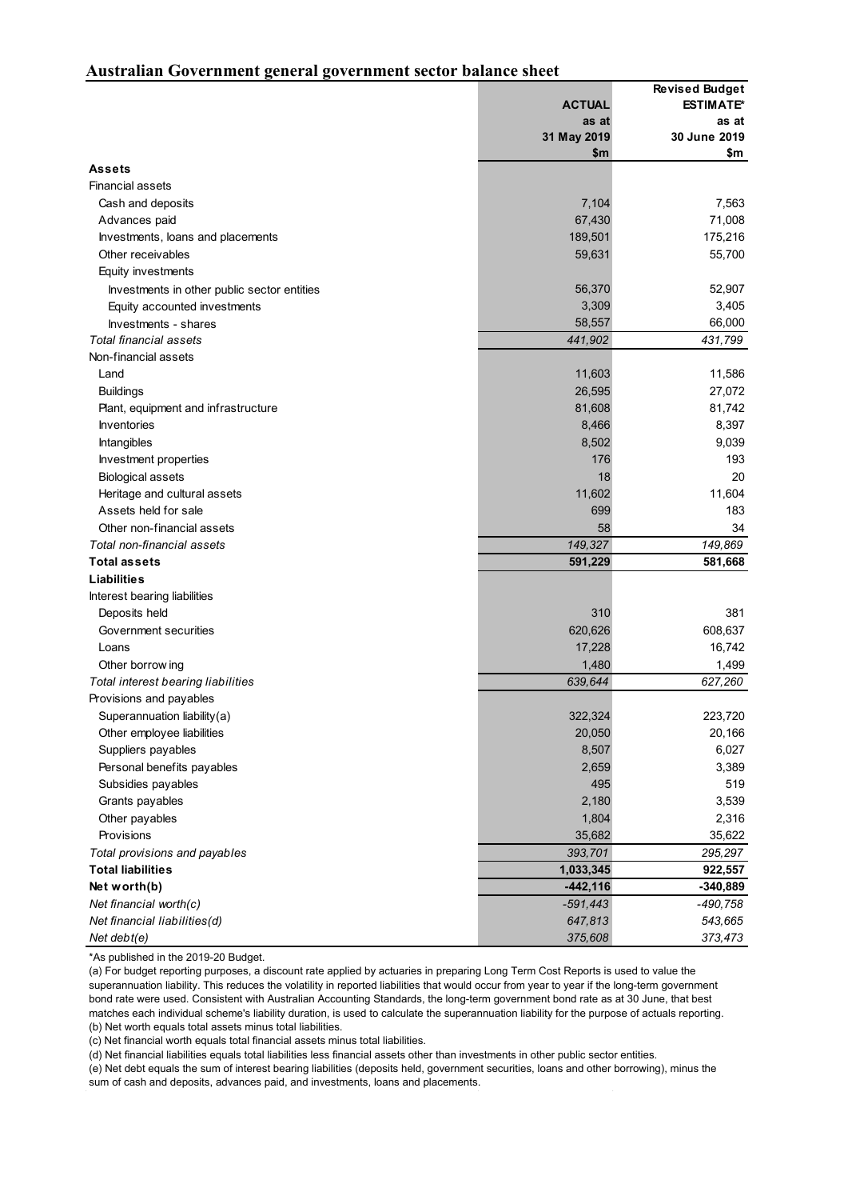## Australian Government general government sector balance sheet

| | ACTUAL as at 31 May 2019 $m | Revised Budget ESTIMATE* as at 30 June 2019 $m |
|---|---|---|
| **Assets** | | |
| Financial assets | | |
| Cash and deposits | 7,104 | 7,563 |
| Advances paid | 67,430 | 71,008 |
| Investments, loans and placements | 189,501 | 175,216 |
| Other receivables | 59,631 | 55,700 |
| Equity investments | | |
| Investments in other public sector entities | 56,370 | 52,907 |
| Equity accounted investments | 3,309 | 3,405 |
| Investments - shares | 58,557 | 66,000 |
| *Total financial assets* | *441,902* | *431,799* |
| Non-financial assets | | |
| Land | 11,603 | 11,586 |
| Buildings | 26,595 | 27,072 |
| Plant, equipment and infrastructure | 81,608 | 81,742 |
| Inventories | 8,466 | 8,397 |
| Intangibles | 8,502 | 9,039 |
| Investment properties | 176 | 193 |
| Biological assets | 18 | 20 |
| Heritage and cultural assets | 11,602 | 11,604 |
| Assets held for sale | 699 | 183 |
| Other non-financial assets | 58 | 34 |
| *Total non-financial assets* | *149,327* | *149,869* |
| **Total assets** | **591,229** | **581,668** |
| **Liabilities** | | |
| Interest bearing liabilities | | |
| Deposits held | 310 | 381 |
| Government securities | 620,626 | 608,637 |
| Loans | 17,228 | 16,742 |
| Other borrowing | 1,480 | 1,499 |
| *Total interest bearing liabilities* | *639,644* | *627,260* |
| Provisions and payables | | |
| Superannuation liability(a) | 322,324 | 223,720 |
| Other employee liabilities | 20,050 | 20,166 |
| Suppliers payables | 8,507 | 6,027 |
| Personal benefits payables | 2,659 | 3,389 |
| Subsidies payables | 495 | 519 |
| Grants payables | 2,180 | 3,539 |
| Other payables | 1,804 | 2,316 |
| Provisions | 35,682 | 35,622 |
| *Total provisions and payables* | *393,701* | *295,297* |
| **Total liabilities** | **1,033,345** | **922,557** |
| **Net worth(b)** | **-442,116** | **-340,889** |
| *Net financial worth(c)* | *-591,443* | *-490,758* |
| *Net financial liabilities(d)* | *647,813* | *543,665* |
| *Net debt(e)* | *375,608* | *373,473* |

*As published in the 2019-20 Budget.

(a) For budget reporting purposes, a discount rate applied by actuaries in preparing Long Term Cost Reports is used to value the superannuation liability. This reduces the volatility in reported liabilities that would occur from year to year if the long-term government bond rate were used. Consistent with Australian Accounting Standards, the long-term government bond rate as at 30 June, that best matches each individual scheme's liability duration, is used to calculate the superannuation liability for the purpose of actuals reporting.

(b) Net worth equals total assets minus total liabilities.

(c) Net financial worth equals total financial assets minus total liabilities.

(d) Net financial liabilities equals total liabilities less financial assets other than investments in other public sector entities.

(e) Net debt equals the sum of interest bearing liabilities (deposits held, government securities, loans and other borrowing), minus the sum of cash and deposits, advances paid, and investments, loans and placements.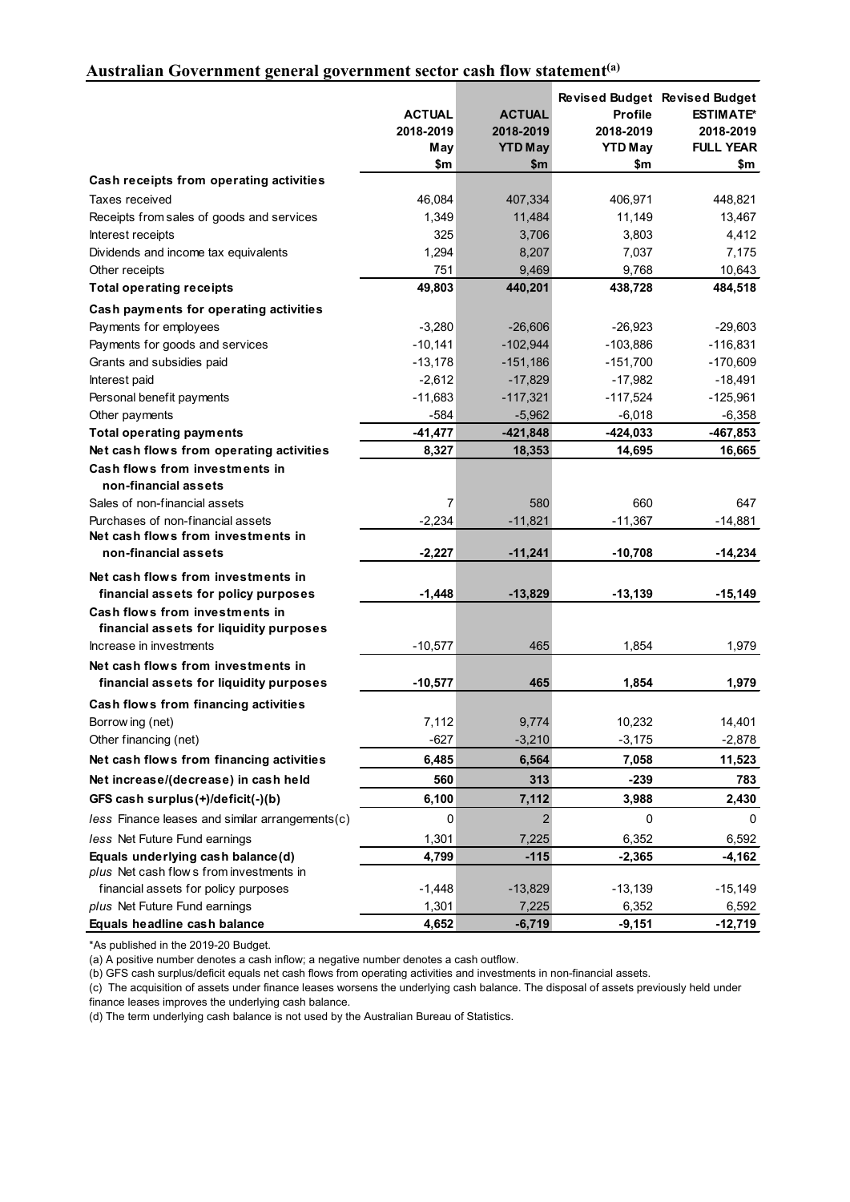## Australian Government general government sector cash flow statement[(a)]

| | ACTUAL 2018-2019 May $m | ACTUAL 2018-2019 YTD May $m | Revised Budget Profile 2018-2019 YTD May $m | Revised Budget ESTIMATE* 2018-2019 FULL YEAR $m |
|---|---|---|---|---|
| **Cash receipts from operating activities** | | | | |
| Taxes received | 46,084 | 407,334 | 406,971 | 448,821 |
| Receipts from sales of goods and services | 1,349 | 11,484 | 11,149 | 13,467 |
| Interest receipts | 325 | 3,706 | 3,803 | 4,412 |
| Dividends and income tax equivalents | 1,294 | 8,207 | 7,037 | 7,175 |
| Other receipts | 751 | 9,469 | 9,768 | 10,643 |
| **Total operating receipts** | **49,803** | **440,201** | **438,728** | **484,518** |
| **Cash payments for operating activities** | | | | |
| Payments for employees | -3,280 | -26,606 | -26,923 | -29,603 |
| Payments for goods and services | -10,141 | -102,944 | -103,886 | -116,831 |
| Grants and subsidies paid | -13,178 | -151,186 | -151,700 | -170,609 |
| Interest paid | -2,612 | -17,829 | -17,982 | -18,491 |
| Personal benefit payments | -11,683 | -117,321 | -117,524 | -125,961 |
| Other payments | -584 | -5,962 | -6,018 | -6,358 |
| **Total operating payments** | **-41,477** | **-421,848** | **-424,033** | **-467,853** |
| **Net cash flows from operating activities** | **8,327** | **18,353** | **14,695** | **16,665** |
| **Cash flows from investments in non-financial assets** | | | | |
| Sales of non-financial assets | 7 | 580 | 660 | 647 |
| Purchases of non-financial assets | -2,234 | -11,821 | -11,367 | -14,881 |
| **Net cash flows from investments in non-financial assets** | **-2,227** | **-11,241** | **-10,708** | **-14,234** |
| **Net cash flows from investments in financial assets for policy purposes** | **-1,448** | **-13,829** | **-13,139** | **-15,149** |
| **Cash flows from investments in financial assets for liquidity purposes** | | | | |
| Increase in investments | -10,577 | 465 | 1,854 | 1,979 |
| **Net cash flows from investments in financial assets for liquidity purposes** | **-10,577** | **465** | **1,854** | **1,979** |
| **Cash flows from financing activities** | | | | |
| Borrowing (net) | 7,112 | 9,774 | 10,232 | 14,401 |
| Other financing (net) | -627 | -3,210 | -3,175 | -2,878 |
| **Net cash flows from financing activities** | **6,485** | **6,564** | **7,058** | **11,523** |
| **Net increase/(decrease) in cash held** | **560** | **313** | **-239** | **783** |
| **GFS cash surplus(+)/deficit(-)(b)** | **6,100** | **7,112** | **3,988** | **2,430** |
| *less* Finance leases and similar arrangements(c) | 0 | 2 | 0 | 0 |
| *less* Net Future Fund earnings | 1,301 | 7,225 | 6,352 | 6,592 |
| **Equals underlying cash balance(d)** | **4,799** | **-115** | **-2,365** | **-4,162** |
| *plus* Net cash flows from investments in financial assets for policy purposes | -1,448 | -13,829 | -13,139 | -15,149 |
| *plus* Net Future Fund earnings | 1,301 | 7,225 | 6,352 | 6,592 |
| **Equals headline cash balance** | **4,652** | **-6,719** | **-9,151** | **-12,719** |

*As published in the 2019-20 Budget.

(a) A positive number denotes a cash inflow; a negative number denotes a cash outflow.

(b) GFS cash surplus/deficit equals net cash flows from operating activities and investments in non-financial assets.

(c) The acquisition of assets under finance leases worsens the underlying cash balance. The disposal of assets previously held under finance leases improves the underlying cash balance.

(d) The term underlying cash balance is not used by the Australian Bureau of Statistics.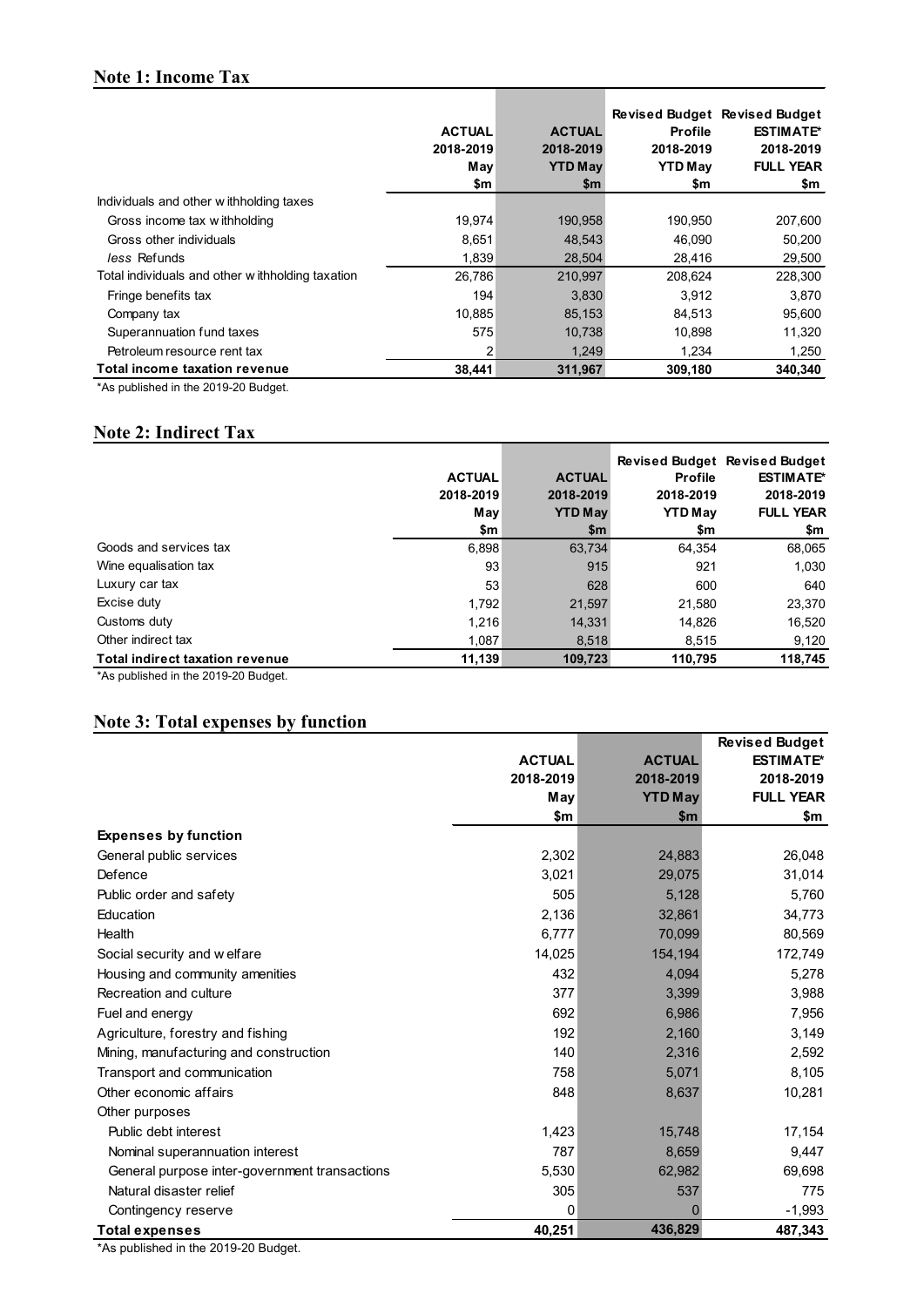## Note 1: Income Tax

| | ACTUAL 2018-2019 May $m | ACTUAL 2018-2019 YTD May $m | Revised Budget Profile 2018-2019 YTD May $m | Revised Budget ESTIMATE* 2018-2019 FULL YEAR $m |
|---|---|---|---|---|
| Individuals and other withholding taxes | | | | |
| Gross income tax withholding | 19,974 | 190,958 | 190,950 | 207,600 |
| Gross other individuals | 8,651 | 48,543 | 46,090 | 50,200 |
| *less* Refunds | 1,839 | 28,504 | 28,416 | 29,500 |
| Total individuals and other withholding taxation | 26,786 | 210,997 | 208,624 | 228,300 |
| Fringe benefits tax | 194 | 3,830 | 3,912 | 3,870 |
| Company tax | 10,885 | 85,153 | 84,513 | 95,600 |
| Superannuation fund taxes | 575 | 10,738 | 10,898 | 11,320 |
| Petroleum resource rent tax | 2 | 1,249 | 1,234 | 1,250 |
| **Total income taxation revenue** | **38,441** | **311,967** | **309,180** | **340,340** |

*As published in the 2019-20 Budget.

## Note 2: Indirect Tax

| | ACTUAL 2018-2019 May $m | ACTUAL 2018-2019 YTD May $m | Revised Budget Profile 2018-2019 YTD May $m | Revised Budget ESTIMATE* 2018-2019 FULL YEAR $m |
|---|---|---|---|---|
| Goods and services tax | 6,898 | 63,734 | 64,354 | 68,065 |
| Wine equalisation tax | 93 | 915 | 921 | 1,030 |
| Luxury car tax | 53 | 628 | 600 | 640 |
| Excise duty | 1,792 | 21,597 | 21,580 | 23,370 |
| Customs duty | 1,216 | 14,331 | 14,826 | 16,520 |
| Other indirect tax | 1,087 | 8,518 | 8,515 | 9,120 |
| **Total indirect taxation revenue** | **11,139** | **109,723** | **110,795** | **118,745** |

*As published in the 2019-20 Budget.

## Note 3: Total expenses by function

| | ACTUAL 2018-2019 May $m | ACTUAL 2018-2019 YTD May $m | Revised Budget ESTIMATE* 2018-2019 FULL YEAR $m |
|---|---|---|---|
| **Expenses by function** | | | |
| General public services | 2,302 | 24,883 | 26,048 |
| Defence | 3,021 | 29,075 | 31,014 |
| Public order and safety | 505 | 5,128 | 5,760 |
| Education | 2,136 | 32,861 | 34,773 |
| Health | 6,777 | 70,099 | 80,569 |
| Social security and welfare | 14,025 | 154,194 | 172,749 |
| Housing and community amenities | 432 | 4,094 | 5,278 |
| Recreation and culture | 377 | 3,399 | 3,988 |
| Fuel and energy | 692 | 6,986 | 7,956 |
| Agriculture, forestry and fishing | 192 | 2,160 | 3,149 |
| Mining, manufacturing and construction | 140 | 2,316 | 2,592 |
| Transport and communication | 758 | 5,071 | 8,105 |
| Other economic affairs | 848 | 8,637 | 10,281 |
| Other purposes | | | |
| Public debt interest | 1,423 | 15,748 | 17,154 |
| Nominal superannuation interest | 787 | 8,659 | 9,447 |
| General purpose inter-government transactions | 5,530 | 62,982 | 69,698 |
| Natural disaster relief | 305 | 537 | 775 |
| Contingency reserve | 0 | 0 | -1,993 |
| **Total expenses** | **40,251** | **436,829** | **487,343** |

*As published in the 2019-20 Budget.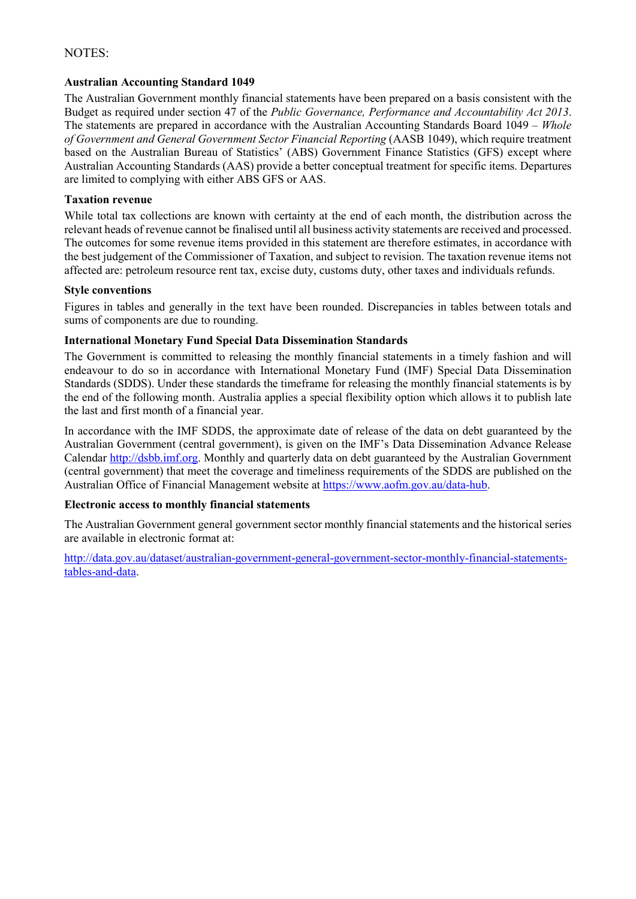NOTES:

**Australian Accounting Standard 1049**

The Australian Government monthly financial statements have been prepared on a basis consistent with the Budget as required under section 47 of the *Public Governance, Performance and Accountability Act 2013*. The statements are prepared in accordance with the Australian Accounting Standards Board 1049 – *Whole of Government and General Government Sector Financial Reporting* (AASB 1049), which require treatment based on the Australian Bureau of Statistics' (ABS) Government Finance Statistics (GFS) except where Australian Accounting Standards (AAS) provide a better conceptual treatment for specific items. Departures are limited to complying with either ABS GFS or AAS.

**Taxation revenue**

While total tax collections are known with certainty at the end of each month, the distribution across the relevant heads of revenue cannot be finalised until all business activity statements are received and processed. The outcomes for some revenue items provided in this statement are therefore estimates, in accordance with the best judgement of the Commissioner of Taxation, and subject to revision. The taxation revenue items not affected are: petroleum resource rent tax, excise duty, customs duty, other taxes and individuals refunds.

**Style conventions**

Figures in tables and generally in the text have been rounded. Discrepancies in tables between totals and sums of components are due to rounding.

**International Monetary Fund Special Data Dissemination Standards**

The Government is committed to releasing the monthly financial statements in a timely fashion and will endeavour to do so in accordance with International Monetary Fund (IMF) Special Data Dissemination Standards (SDDS). Under these standards the timeframe for releasing the monthly financial statements is by the end of the following month. Australia applies a special flexibility option which allows it to publish late the last and first month of a financial year.

In accordance with the IMF SDDS, the approximate date of release of the data on debt guaranteed by the Australian Government (central government), is given on the IMF's Data Dissemination Advance Release Calendar http://dsbb.imf.org. Monthly and quarterly data on debt guaranteed by the Australian Government (central government) that meet the coverage and timeliness requirements of the SDDS are published on the Australian Office of Financial Management website at https://www.aofm.gov.au/data-hub.

**Electronic access to monthly financial statements**

The Australian Government general government sector monthly financial statements and the historical series are available in electronic format at:

http://data.gov.au/dataset/australian-government-general-government-sector-monthly-financial-statements-tables-and-data.